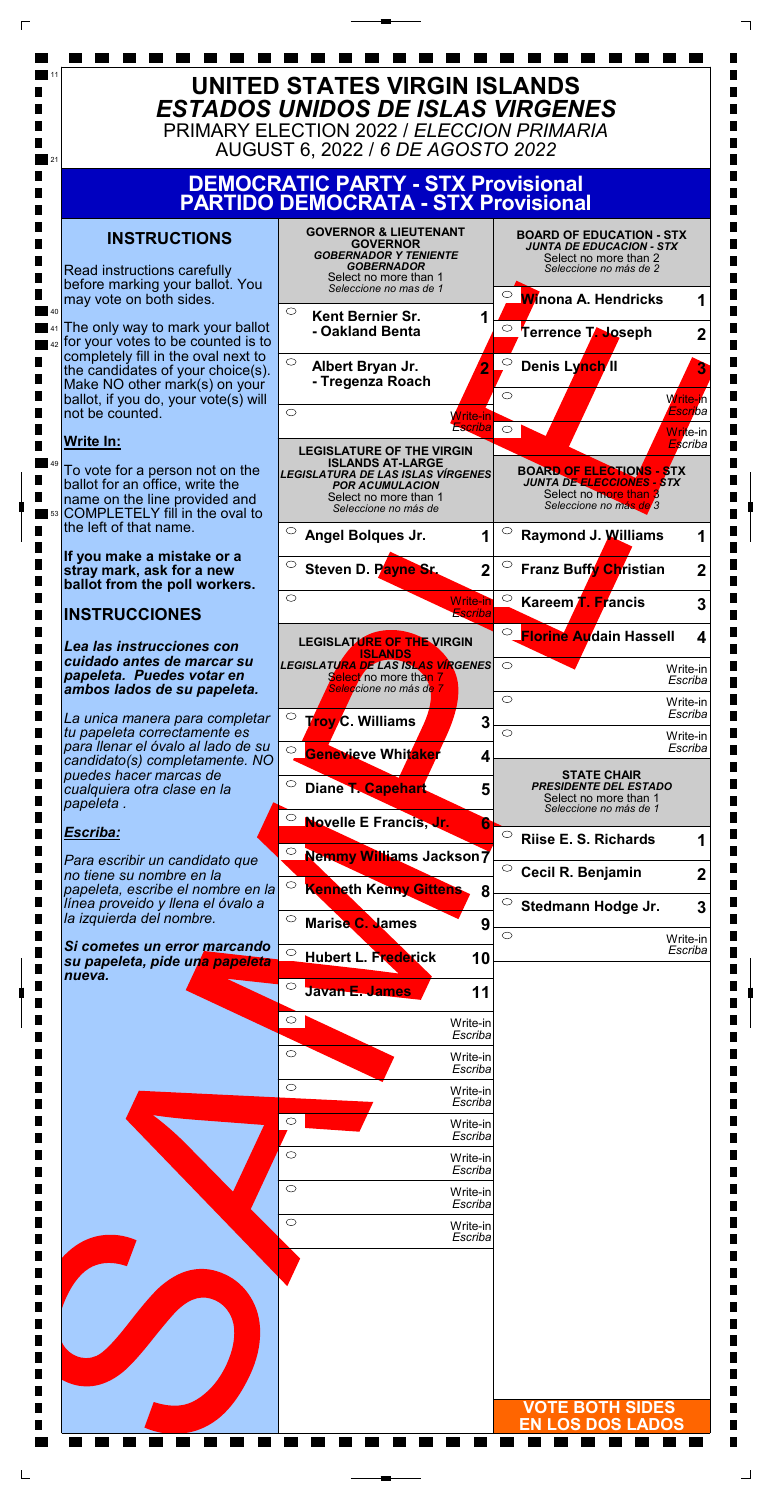# UNITED STATES VIRGIN ISLANDS
# *ESTADOS UNIDOS DE ISLAS VIRGENES*

PRIMARY ELECTION 2022 / *ELECCION PRIMARIA*

AUGUST 6, 2022 / *6 DE AGOSTO 2022*

## DEMOCRATIC PARTY - STX Provisional
## PARTIDO DEMOCRATA - STX Provisional

### INSTRUCTIONS

Read instructions carefully before marking your ballot. You may vote on both sides.

The only way to mark your ballot for your votes to be counted is to completely fill in the oval next to the candidates of your choice(s). Make NO other mark(s) on your ballot, if you do, your vote(s) will not be counted.

**Write In:**

To vote for a person not on the ballot for an office, write the name on the line provided and COMPLETELY fill in the oval to the left of that name.

**If you make a mistake or a stray mark, ask for a new ballot from the poll workers.**

### INSTRUCCIONES

***Lea las instrucciones con cuidado antes de marcar su papeleta. Puedes votar en ambos lados de su papeleta.***

*La unica manera para completar tu papeleta correctamente es para llenar el óvalo al lado de su candidato(s) completamente. NO puedes hacer marcas de cualquiera otra clase en la papeleta .*

***Escriba:***

*Para escribir un candidato que no tiene su nombre en la papeleta, escribe el nombre en la línea proveido y llena el óvalo a la izquierda del nombre.*

***Si cometes un error marcando su papeleta, pide una papeleta nueva.***

---

**GOVERNOR & LIEUTENANT GOVERNOR**
***GOBERNADOR Y TENIENTE GOBERNADOR***
Select no more than 1
*Seleccione no mas de 1*

- ◯ Kent Bernier Sr. - Oakland Benta — 1
- ◯ Albert Bryan Jr. - Tregenza Roach — 2
- ◯ ______ Write-in / *Escriba*

**LEGISLATURE OF THE VIRGIN ISLANDS AT-LARGE**
***LEGISLATURA DE LAS ISLAS VÍRGENES POR ACUMULACION***
Select no more than 1
*Seleccione no más de*

- ◯ Angel Bolques Jr. — 1
- ◯ Steven D. Payne Sr. — 2
- ◯ ______ Write-in / *Escriba*

**LEGISLATURE OF THE VIRGIN ISLANDS**
***LEGISLATURA DE LAS ISLAS VÍRGENES***
Select no more than 7
*Seleccione no más de 7*

- ◯ Troy C. Williams — 3
- ◯ Genevieve Whitaker — 4
- ◯ Diane T. Capehart — 5
- ◯ Novelle E Francis, Jr. — 6
- ◯ Nemmy Williams Jackson — 7
- ◯ Kenneth Kenny Gittens — 8
- ◯ Marise C. James — 9
- ◯ Hubert L. Frederick — 10
- ◯ Javan E. James — 11
- ◯ ______ Write-in / *Escriba*
- ◯ ______ Write-in / *Escriba*
- ◯ ______ Write-in / *Escriba*
- ◯ ______ Write-in / *Escriba*
- ◯ ______ Write-in / *Escriba*
- ◯ ______ Write-in / *Escriba*
- ◯ ______ Write-in / *Escriba*

---

**BOARD OF EDUCATION - STX**
***JUNTA DE EDUCACION - STX***
Select no more than 2
*Seleccione no más de 2*

- ◯ Winona A. Hendricks — 1
- ◯ Terrence T. Joseph — 2
- ◯ Denis Lynch II — 3
- ◯ ______ Write-in / *Escriba*
- ◯ ______ Write-in / *Escriba*

**BOARD OF ELECTIONS - STX**
***JUNTA DE ELECCIONES - STX***
Select no more than 3
*Seleccione no mas de 3*

- ◯ Raymond J. Williams — 1
- ◯ Franz Buffy Christian — 2
- ◯ Kareem T. Francis — 3
- ◯ Florine Audain Hassell — 4
- ◯ ______ Write-in / *Escriba*
- ◯ ______ Write-in / *Escriba*
- ◯ ______ Write-in / *Escriba*

**STATE CHAIR**
***PRESIDENTE DEL ESTADO***
Select no more than 1
*Seleccione no más de 1*

- ◯ Riise E. S. Richards — 1
- ◯ Cecil R. Benjamin — 2
- ◯ Stedmann Hodge Jr. — 3
- ◯ ______ Write-in / *Escriba*

**VOTE BOTH SIDES**
**EN LOS DOS LADOS**

SAMPLE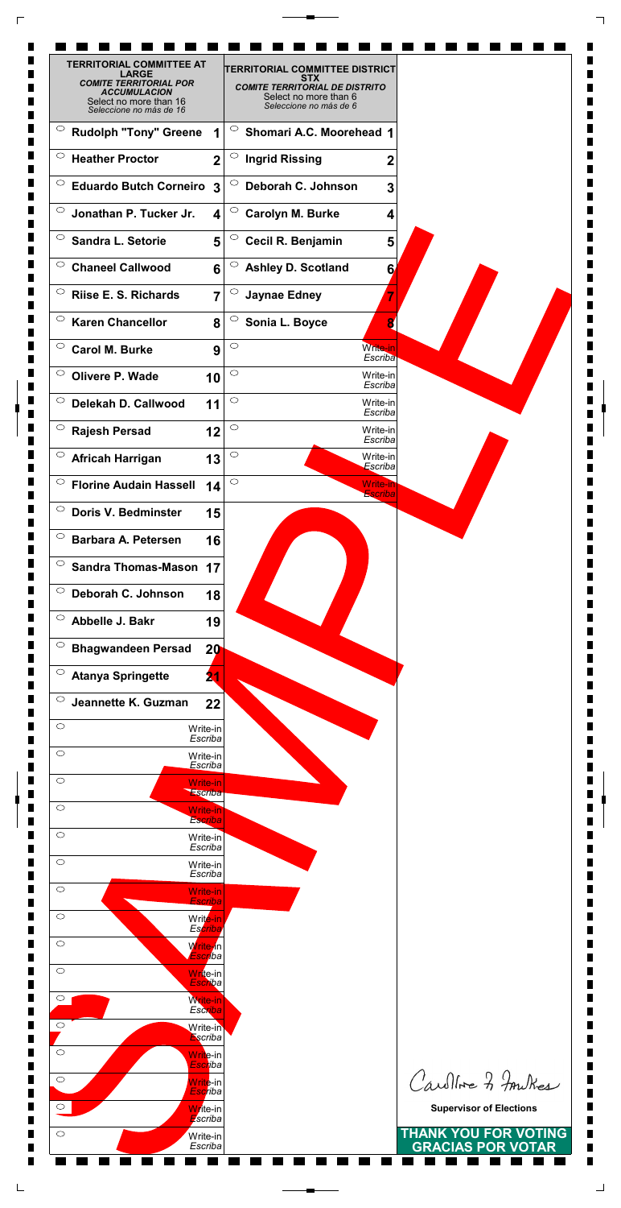**TERRITORIAL COMMITTEE AT LARGE**
***COMITE TERRITORIAL POR ACCUMULACION***
Select no more than 16
*Seleccione no más de 16*

| | |
|---|---|
| Rudolph "Tony" Greene | 1 |
| Heather Proctor | 2 |
| Eduardo Butch Corneiro | 3 |
| Jonathan P. Tucker Jr. | 4 |
| Sandra L. Setorie | 5 |
| Chaneel Callwood | 6 |
| Riise E. S. Richards | 7 |
| Karen Chancellor | 8 |
| Carol M. Burke | 9 |
| Olivere P. Wade | 10 |
| Delekah D. Callwood | 11 |
| Rajesh Persad | 12 |
| Africah Harrigan | 13 |
| Florine Audain Hassell | 14 |
| Doris V. Bedminster | 15 |
| Barbara A. Petersen | 16 |
| Sandra Thomas-Mason | 17 |
| Deborah C. Johnson | 18 |
| Abbelle J. Bakr | 19 |
| Bhagwandeen Persad | 20 |
| Atanya Springette | 21 |
| Jeannette K. Guzman | 22 |
| Write-in *Escriba* | |
| Write-in *Escriba* | |
| Write-in *Escriba* | |
| Write-in *Escriba* | |
| Write-in *Escriba* | |
| Write-in *Escriba* | |
| Write-in *Escriba* | |
| Write-in *Escriba* | |
| Write-in *Escriba* | |
| Write-in *Escriba* | |
| Write-in *Escriba* | |
| Write-in *Escriba* | |
| Write-in *Escriba* | |
| Write-in *Escriba* | |
| Write-in *Escriba* | |
| Write-in *Escriba* | |

**TERRITORIAL COMMITTEE DISTRICT STX**
***COMITE TERRITORIAL DE DISTRITO***
Select no more than 6
*Seleccione no más de 6*

| | |
|---|---|
| Shomari A.C. Moorehead | 1 |
| Ingrid Rissing | 2 |
| Deborah C. Johnson | 3 |
| Carolyn M. Burke | 4 |
| Cecil R. Benjamin | 5 |
| Ashley D. Scotland | 6 |
| Jaynae Edney | 7 |
| Sonia L. Boyce | 8 |
| Write-in *Escriba* | |
| Write-in *Escriba* | |
| Write-in *Escriba* | |
| Write-in *Escriba* | |
| Write-in *Escriba* | |
| Write-in *Escriba* | |

SAMPLE

Caroline F. Fawkes

**Supervisor of Elections**

**THANK YOU FOR VOTING**
**GRACIAS POR VOTAR**